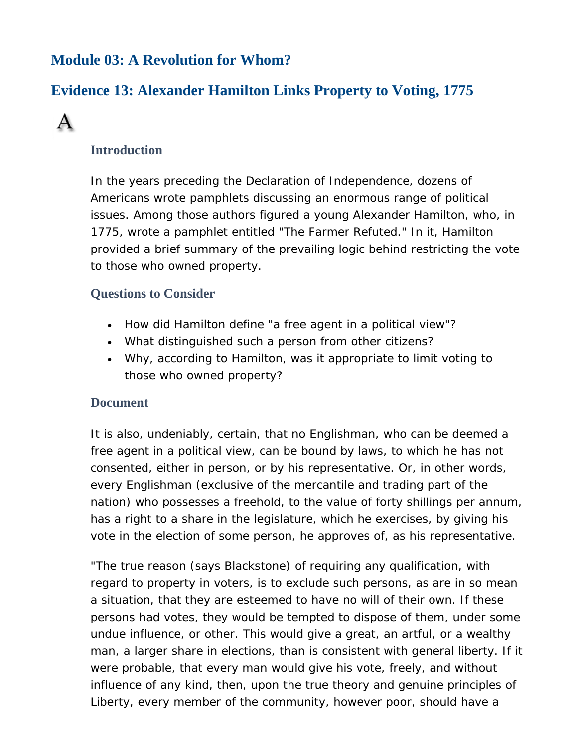# Module 03: A Revolution for Whom?

## Evidence 13: Alexander Hamilton Links Property to Voting, 1775

A

### Introduction

In the years preceding the Declaration of Independence, dozens of Americans wrote pamphlets discussing an enormous range of political issues. Among those authors figured a young Alexander Hamilton, who, in 1775, wrote a pamphlet entitled "The Farmer Refuted." In it, Hamilton provided a brief summary of the prevailing logic behind restricting the vote to those who owned property.

### Questions to Consider

- How did Hamilton define "a free agent in a political view"?
- What distinguished such a person from other citizens?
- Why, according to Hamilton, was it appropriate to limit voting to those who owned property?

### Document

It is also, undeniably, certain, that no Englishman, who can be deemed a free agent in a political view, can be bound by laws, to which he has not consented, either in person, or by his representative. Or, in other words, every Englishman (exclusive of the mercantile and trading part of the nation) who possesses a freehold, to the value of forty shillings per annum, has a right to a share in the legislature, which he exercises, by giving his vote in the election of some person, he approves of, as his representative.

"The true reason (says Blackstone) of requiring any qualification, with regard to property in voters, is to exclude such persons, as are in so mean a situation, that they are esteemed to have no will of their own. If these persons had votes, they would be tempted to dispose of them, under some undue influence, or other. This would give a great, an artful, or a wealthy man, a larger share in elections, than is consistent with general liberty. If it were probable, that every man would give his vote, freely, and without influence of any kind, then, upon the true theory and genuine principles of Liberty, every member of the community, however poor, should have a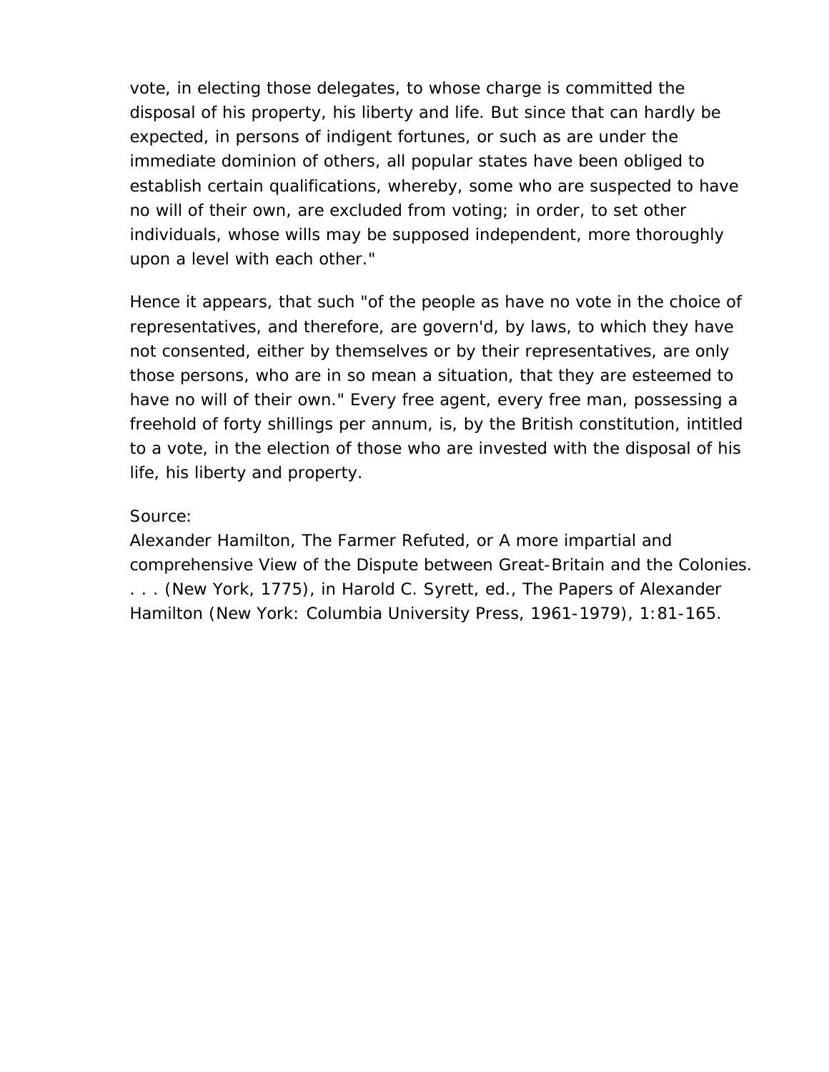vote, in electing those delegates, to whose charge is committed the disposal of his property, his liberty and life. But since that can hardly be expected, in persons of indigent fortunes, or such as are under the immediate dominion of others, all popular states have been obliged to establish certain qualifications, whereby, some who are suspected to have no will of their own, are excluded from voting; in order, to set other individuals, whose wills may be supposed independent, more thoroughly upon a level with each other."

Hence it appears, that such "of the people as have no vote in the choice of representatives, and therefore, are govern'd, by laws, to which they have not consented, either by themselves or by their representatives, are only those persons, who are in so mean a situation, that they are esteemed to have no will of their own." Every free agent, every free man, possessing a freehold of forty shillings per annum, is, by the British constitution, intitled to a vote, in the election of those who are invested with the disposal of his life, his liberty and property.

Source:
Alexander Hamilton, The Farmer Refuted, or A more impartial and comprehensive View of the Dispute between Great-Britain and the Colonies. . . . (New York, 1775), in Harold C. Syrett, ed., The Papers of Alexander Hamilton (New York: Columbia University Press, 1961-1979), 1:81-165.